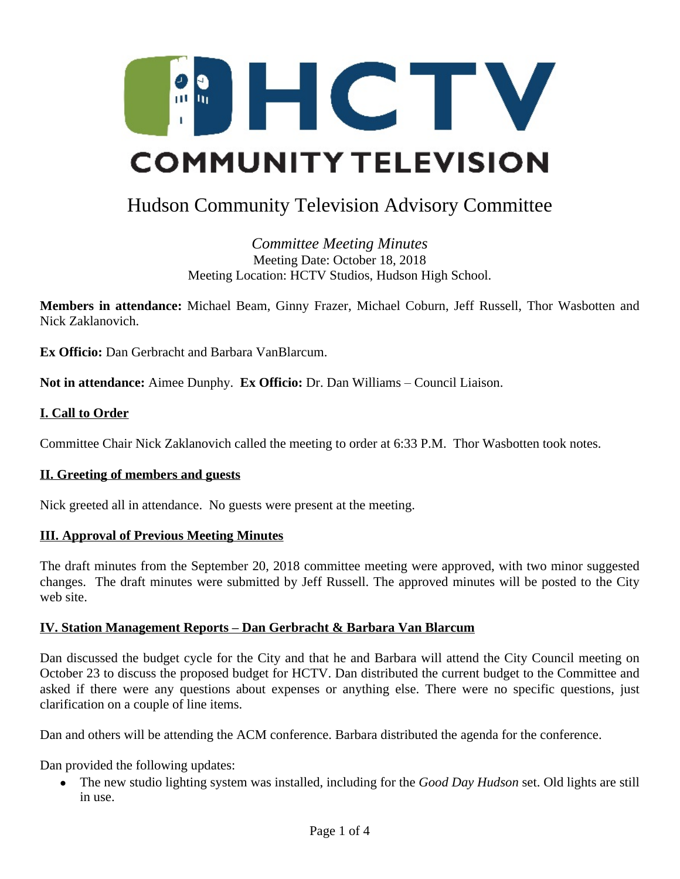# HCTV COMMUNITY TELEVISION

## Hudson Community Television Advisory Committee

*Committee Meeting Minutes*
Meeting Date: October 18, 2018
Meeting Location: HCTV Studios, Hudson High School.

**Members in attendance:** Michael Beam, Ginny Frazer, Michael Coburn, Jeff Russell, Thor Wasbotten and Nick Zaklanovich.

**Ex Officio:** Dan Gerbracht and Barbara VanBlarcum.

**Not in attendance:** Aimee Dunphy. **Ex Officio:** Dr. Dan Williams – Council Liaison.

### I. Call to Order

Committee Chair Nick Zaklanovich called the meeting to order at 6:33 P.M. Thor Wasbotten took notes.

### II. Greeting of members and guests

Nick greeted all in attendance. No guests were present at the meeting.

### III. Approval of Previous Meeting Minutes

The draft minutes from the September 20, 2018 committee meeting were approved, with two minor suggested changes. The draft minutes were submitted by Jeff Russell. The approved minutes will be posted to the City web site.

### IV. Station Management Reports – Dan Gerbracht & Barbara Van Blarcum

Dan discussed the budget cycle for the City and that he and Barbara will attend the City Council meeting on October 23 to discuss the proposed budget for HCTV. Dan distributed the current budget to the Committee and asked if there were any questions about expenses or anything else. There were no specific questions, just clarification on a couple of line items.

Dan and others will be attending the ACM conference. Barbara distributed the agenda for the conference.

Dan provided the following updates:

- The new studio lighting system was installed, including for the *Good Day Hudson* set. Old lights are still in use.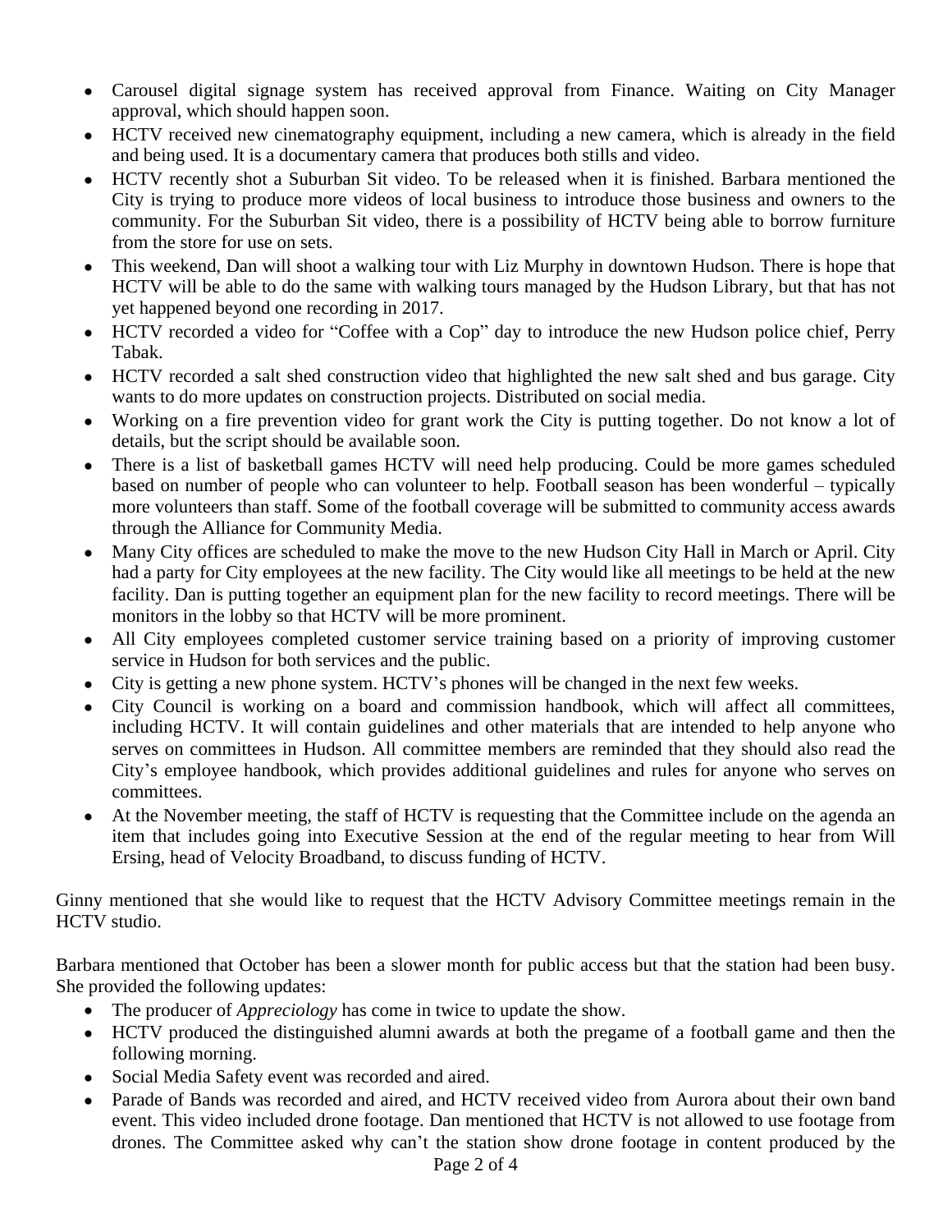- Carousel digital signage system has received approval from Finance. Waiting on City Manager approval, which should happen soon.
- HCTV received new cinematography equipment, including a new camera, which is already in the field and being used. It is a documentary camera that produces both stills and video.
- HCTV recently shot a Suburban Sit video. To be released when it is finished. Barbara mentioned the City is trying to produce more videos of local business to introduce those business and owners to the community. For the Suburban Sit video, there is a possibility of HCTV being able to borrow furniture from the store for use on sets.
- This weekend, Dan will shoot a walking tour with Liz Murphy in downtown Hudson. There is hope that HCTV will be able to do the same with walking tours managed by the Hudson Library, but that has not yet happened beyond one recording in 2017.
- HCTV recorded a video for "Coffee with a Cop" day to introduce the new Hudson police chief, Perry Tabak.
- HCTV recorded a salt shed construction video that highlighted the new salt shed and bus garage. City wants to do more updates on construction projects. Distributed on social media.
- Working on a fire prevention video for grant work the City is putting together. Do not know a lot of details, but the script should be available soon.
- There is a list of basketball games HCTV will need help producing. Could be more games scheduled based on number of people who can volunteer to help. Football season has been wonderful – typically more volunteers than staff. Some of the football coverage will be submitted to community access awards through the Alliance for Community Media.
- Many City offices are scheduled to make the move to the new Hudson City Hall in March or April. City had a party for City employees at the new facility. The City would like all meetings to be held at the new facility. Dan is putting together an equipment plan for the new facility to record meetings. There will be monitors in the lobby so that HCTV will be more prominent.
- All City employees completed customer service training based on a priority of improving customer service in Hudson for both services and the public.
- City is getting a new phone system. HCTV's phones will be changed in the next few weeks.
- City Council is working on a board and commission handbook, which will affect all committees, including HCTV. It will contain guidelines and other materials that are intended to help anyone who serves on committees in Hudson. All committee members are reminded that they should also read the City's employee handbook, which provides additional guidelines and rules for anyone who serves on committees.
- At the November meeting, the staff of HCTV is requesting that the Committee include on the agenda an item that includes going into Executive Session at the end of the regular meeting to hear from Will Ersing, head of Velocity Broadband, to discuss funding of HCTV.

Ginny mentioned that she would like to request that the HCTV Advisory Committee meetings remain in the HCTV studio.

Barbara mentioned that October has been a slower month for public access but that the station had been busy. She provided the following updates:

- The producer of *Appreciology* has come in twice to update the show.
- HCTV produced the distinguished alumni awards at both the pregame of a football game and then the following morning.
- Social Media Safety event was recorded and aired.
- Parade of Bands was recorded and aired, and HCTV received video from Aurora about their own band event. This video included drone footage. Dan mentioned that HCTV is not allowed to use footage from drones. The Committee asked why can't the station show drone footage in content produced by the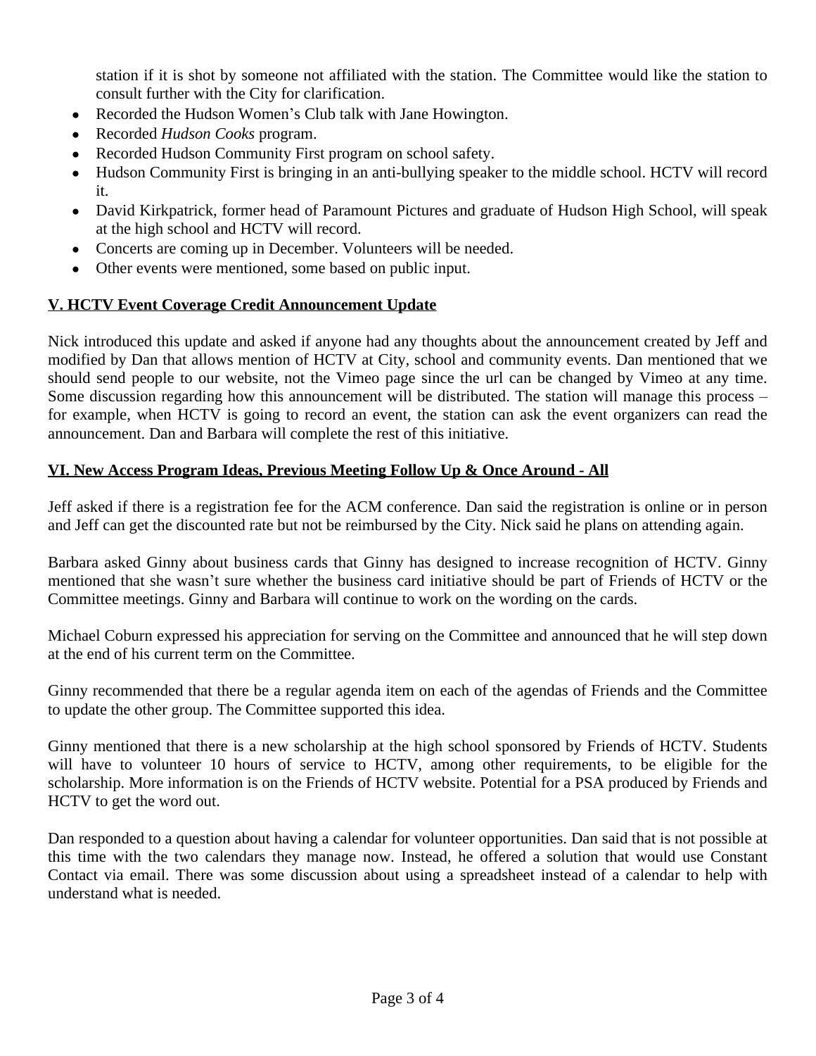station if it is shot by someone not affiliated with the station. The Committee would like the station to consult further with the City for clarification.

- Recorded the Hudson Women's Club talk with Jane Howington.
- Recorded *Hudson Cooks* program.
- Recorded Hudson Community First program on school safety.
- Hudson Community First is bringing in an anti-bullying speaker to the middle school. HCTV will record it.
- David Kirkpatrick, former head of Paramount Pictures and graduate of Hudson High School, will speak at the high school and HCTV will record.
- Concerts are coming up in December. Volunteers will be needed.
- Other events were mentioned, some based on public input.

## V. HCTV Event Coverage Credit Announcement Update

Nick introduced this update and asked if anyone had any thoughts about the announcement created by Jeff and modified by Dan that allows mention of HCTV at City, school and community events. Dan mentioned that we should send people to our website, not the Vimeo page since the url can be changed by Vimeo at any time. Some discussion regarding how this announcement will be distributed. The station will manage this process – for example, when HCTV is going to record an event, the station can ask the event organizers can read the announcement. Dan and Barbara will complete the rest of this initiative.

## VI. New Access Program Ideas, Previous Meeting Follow Up & Once Around - All

Jeff asked if there is a registration fee for the ACM conference. Dan said the registration is online or in person and Jeff can get the discounted rate but not be reimbursed by the City. Nick said he plans on attending again.

Barbara asked Ginny about business cards that Ginny has designed to increase recognition of HCTV. Ginny mentioned that she wasn't sure whether the business card initiative should be part of Friends of HCTV or the Committee meetings. Ginny and Barbara will continue to work on the wording on the cards.

Michael Coburn expressed his appreciation for serving on the Committee and announced that he will step down at the end of his current term on the Committee.

Ginny recommended that there be a regular agenda item on each of the agendas of Friends and the Committee to update the other group. The Committee supported this idea.

Ginny mentioned that there is a new scholarship at the high school sponsored by Friends of HCTV. Students will have to volunteer 10 hours of service to HCTV, among other requirements, to be eligible for the scholarship. More information is on the Friends of HCTV website. Potential for a PSA produced by Friends and HCTV to get the word out.

Dan responded to a question about having a calendar for volunteer opportunities. Dan said that is not possible at this time with the two calendars they manage now. Instead, he offered a solution that would use Constant Contact via email. There was some discussion about using a spreadsheet instead of a calendar to help with understand what is needed.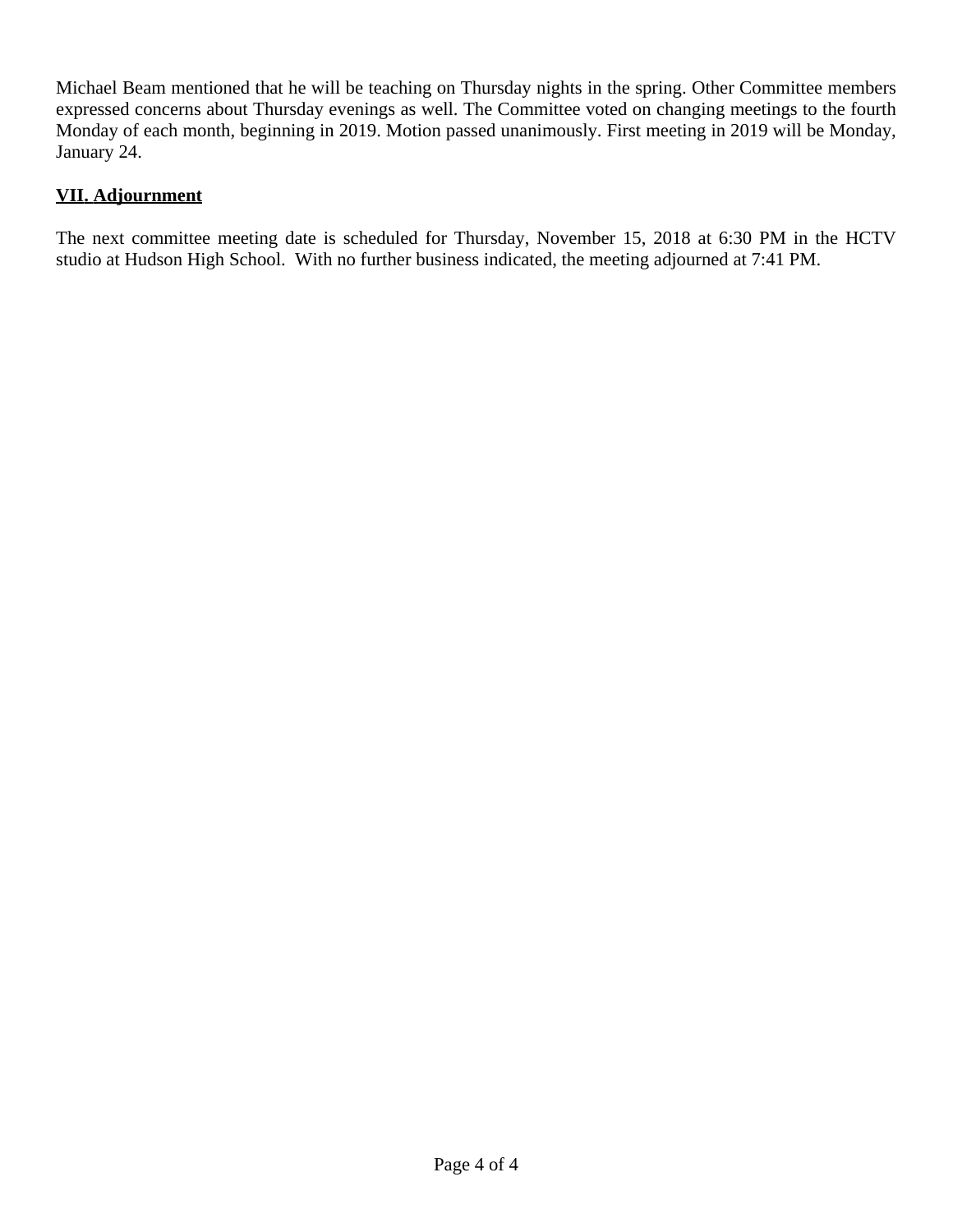Michael Beam mentioned that he will be teaching on Thursday nights in the spring. Other Committee members expressed concerns about Thursday evenings as well. The Committee voted on changing meetings to the fourth Monday of each month, beginning in 2019. Motion passed unanimously. First meeting in 2019 will be Monday, January 24.

## **VII. Adjournment**

The next committee meeting date is scheduled for Thursday, November 15, 2018 at 6:30 PM in the HCTV studio at Hudson High School. With no further business indicated, the meeting adjourned at 7:41 PM.